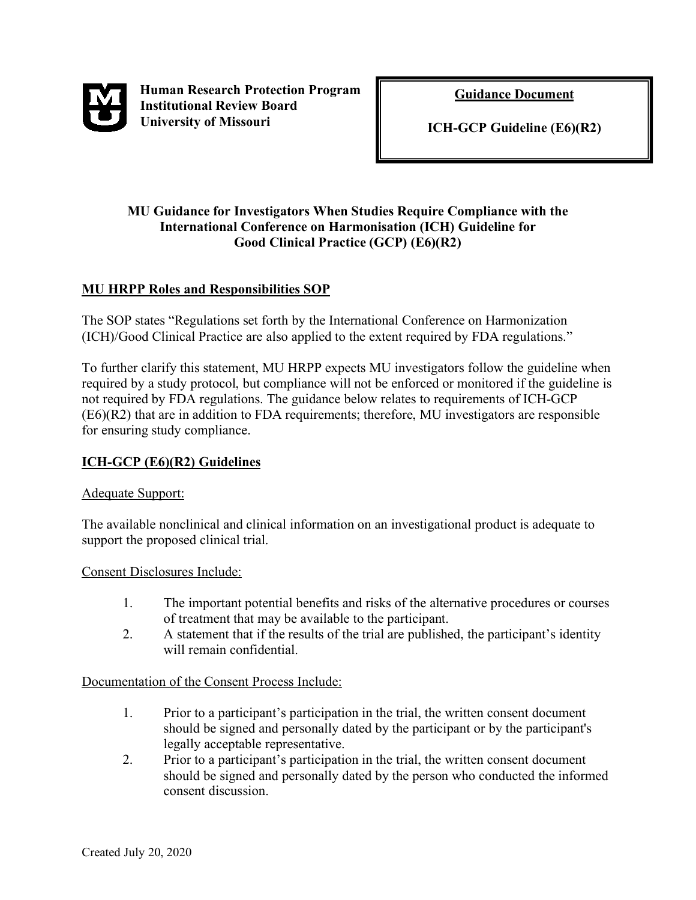**Human Research Protection Program**
**Institutional Review Board**
**University of Missouri**

**Guidance Document**

**ICH-GCP Guideline (E6)(R2)**

## MU Guidance for Investigators When Studies Require Compliance with the International Conference on Harmonisation (ICH) Guideline for Good Clinical Practice (GCP) (E6)(R2)

### MU HRPP Roles and Responsibilities SOP

The SOP states "Regulations set forth by the International Conference on Harmonization (ICH)/Good Clinical Practice are also applied to the extent required by FDA regulations."

To further clarify this statement, MU HRPP expects MU investigators follow the guideline when required by a study protocol, but compliance will not be enforced or monitored if the guideline is not required by FDA regulations. The guidance below relates to requirements of ICH-GCP (E6)(R2) that are in addition to FDA requirements; therefore, MU investigators are responsible for ensuring study compliance.

### ICH-GCP (E6)(R2) Guidelines

Adequate Support:

The available nonclinical and clinical information on an investigational product is adequate to support the proposed clinical trial.

Consent Disclosures Include:

1. The important potential benefits and risks of the alternative procedures or courses of treatment that may be available to the participant.
2. A statement that if the results of the trial are published, the participant's identity will remain confidential.

Documentation of the Consent Process Include:

1. Prior to a participant's participation in the trial, the written consent document should be signed and personally dated by the participant or by the participant's legally acceptable representative.
2. Prior to a participant's participation in the trial, the written consent document should be signed and personally dated by the person who conducted the informed consent discussion.

Created July 20, 2020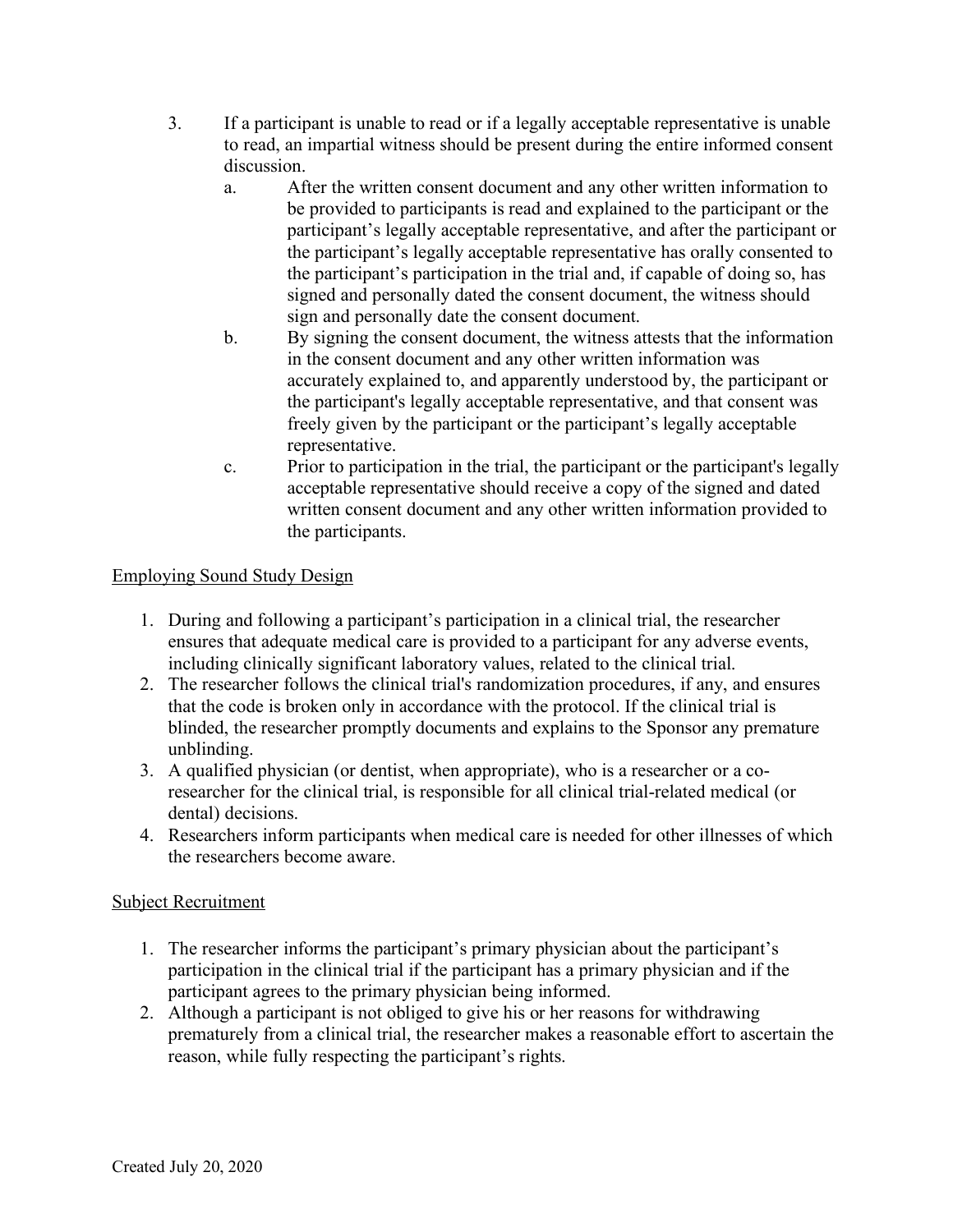3. If a participant is unable to read or if a legally acceptable representative is unable to read, an impartial witness should be present during the entire informed consent discussion.
   a. After the written consent document and any other written information to be provided to participants is read and explained to the participant or the participant's legally acceptable representative, and after the participant or the participant's legally acceptable representative has orally consented to the participant's participation in the trial and, if capable of doing so, has signed and personally dated the consent document, the witness should sign and personally date the consent document.
   b. By signing the consent document, the witness attests that the information in the consent document and any other written information was accurately explained to, and apparently understood by, the participant or the participant's legally acceptable representative, and that consent was freely given by the participant or the participant's legally acceptable representative.
   c. Prior to participation in the trial, the participant or the participant's legally acceptable representative should receive a copy of the signed and dated written consent document and any other written information provided to the participants.

Employing Sound Study Design

1. During and following a participant's participation in a clinical trial, the researcher ensures that adequate medical care is provided to a participant for any adverse events, including clinically significant laboratory values, related to the clinical trial.
2. The researcher follows the clinical trial's randomization procedures, if any, and ensures that the code is broken only in accordance with the protocol. If the clinical trial is blinded, the researcher promptly documents and explains to the Sponsor any premature unblinding.
3. A qualified physician (or dentist, when appropriate), who is a researcher or a co-researcher for the clinical trial, is responsible for all clinical trial-related medical (or dental) decisions.
4. Researchers inform participants when medical care is needed for other illnesses of which the researchers become aware.

Subject Recruitment

1. The researcher informs the participant's primary physician about the participant's participation in the clinical trial if the participant has a primary physician and if the participant agrees to the primary physician being informed.
2. Although a participant is not obliged to give his or her reasons for withdrawing prematurely from a clinical trial, the researcher makes a reasonable effort to ascertain the reason, while fully respecting the participant's rights.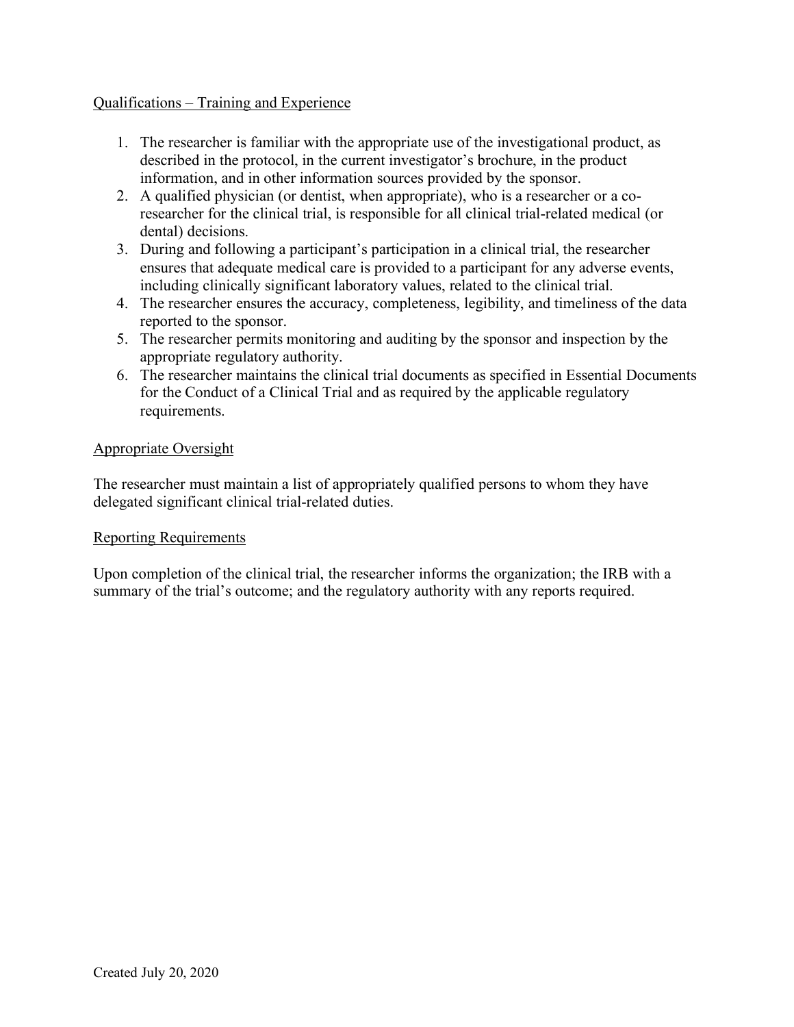## Qualifications – Training and Experience

1. The researcher is familiar with the appropriate use of the investigational product, as described in the protocol, in the current investigator's brochure, in the product information, and in other information sources provided by the sponsor.
2. A qualified physician (or dentist, when appropriate), who is a researcher or a co-researcher for the clinical trial, is responsible for all clinical trial-related medical (or dental) decisions.
3. During and following a participant's participation in a clinical trial, the researcher ensures that adequate medical care is provided to a participant for any adverse events, including clinically significant laboratory values, related to the clinical trial.
4. The researcher ensures the accuracy, completeness, legibility, and timeliness of the data reported to the sponsor.
5. The researcher permits monitoring and auditing by the sponsor and inspection by the appropriate regulatory authority.
6. The researcher maintains the clinical trial documents as specified in Essential Documents for the Conduct of a Clinical Trial and as required by the applicable regulatory requirements.

## Appropriate Oversight

The researcher must maintain a list of appropriately qualified persons to whom they have delegated significant clinical trial-related duties.

## Reporting Requirements

Upon completion of the clinical trial, the researcher informs the organization; the IRB with a summary of the trial's outcome; and the regulatory authority with any reports required.

Created July 20, 2020